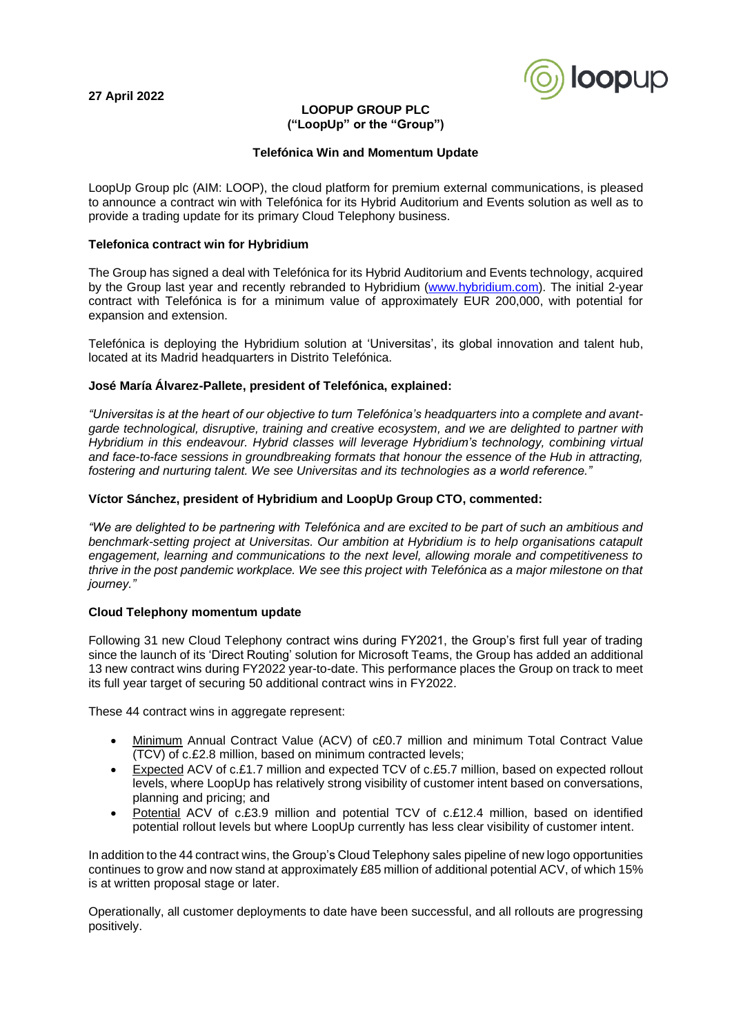**27 April 2022**

**LOOPUP GROUP PLC**
**("LoopUp" or the "Group")**

**Telefónica Win and Momentum Update**

LoopUp Group plc (AIM: LOOP), the cloud platform for premium external communications, is pleased to announce a contract win with Telefónica for its Hybrid Auditorium and Events solution as well as to provide a trading update for its primary Cloud Telephony business.

**Telefonica contract win for Hybridium**

The Group has signed a deal with Telefónica for its Hybrid Auditorium and Events technology, acquired by the Group last year and recently rebranded to Hybridium (www.hybridium.com). The initial 2-year contract with Telefónica is for a minimum value of approximately EUR 200,000, with potential for expansion and extension.

Telefónica is deploying the Hybridium solution at 'Universitas', its global innovation and talent hub, located at its Madrid headquarters in Distrito Telefónica.

**José María Álvarez-Pallete, president of Telefónica, explained:**

*"Universitas is at the heart of our objective to turn Telefónica's headquarters into a complete and avant-garde technological, disruptive, training and creative ecosystem, and we are delighted to partner with Hybridium in this endeavour. Hybrid classes will leverage Hybridium's technology, combining virtual and face-to-face sessions in groundbreaking formats that honour the essence of the Hub in attracting, fostering and nurturing talent. We see Universitas and its technologies as a world reference."*

**Víctor Sánchez, president of Hybridium and LoopUp Group CTO, commented:**

*"We are delighted to be partnering with Telefónica and are excited to be part of such an ambitious and benchmark-setting project at Universitas. Our ambition at Hybridium is to help organisations catapult engagement, learning and communications to the next level, allowing morale and competitiveness to thrive in the post pandemic workplace. We see this project with Telefónica as a major milestone on that journey."*

**Cloud Telephony momentum update**

Following 31 new Cloud Telephony contract wins during FY2021, the Group's first full year of trading since the launch of its 'Direct Routing' solution for Microsoft Teams, the Group has added an additional 13 new contract wins during FY2022 year-to-date. This performance places the Group on track to meet its full year target of securing 50 additional contract wins in FY2022.

These 44 contract wins in aggregate represent:

- Minimum Annual Contract Value (ACV) of c£0.7 million and minimum Total Contract Value (TCV) of c.£2.8 million, based on minimum contracted levels;
- Expected ACV of c.£1.7 million and expected TCV of c.£5.7 million, based on expected rollout levels, where LoopUp has relatively strong visibility of customer intent based on conversations, planning and pricing; and
- Potential ACV of c.£3.9 million and potential TCV of c.£12.4 million, based on identified potential rollout levels but where LoopUp currently has less clear visibility of customer intent.

In addition to the 44 contract wins, the Group's Cloud Telephony sales pipeline of new logo opportunities continues to grow and now stand at approximately £85 million of additional potential ACV, of which 15% is at written proposal stage or later.

Operationally, all customer deployments to date have been successful, and all rollouts are progressing positively.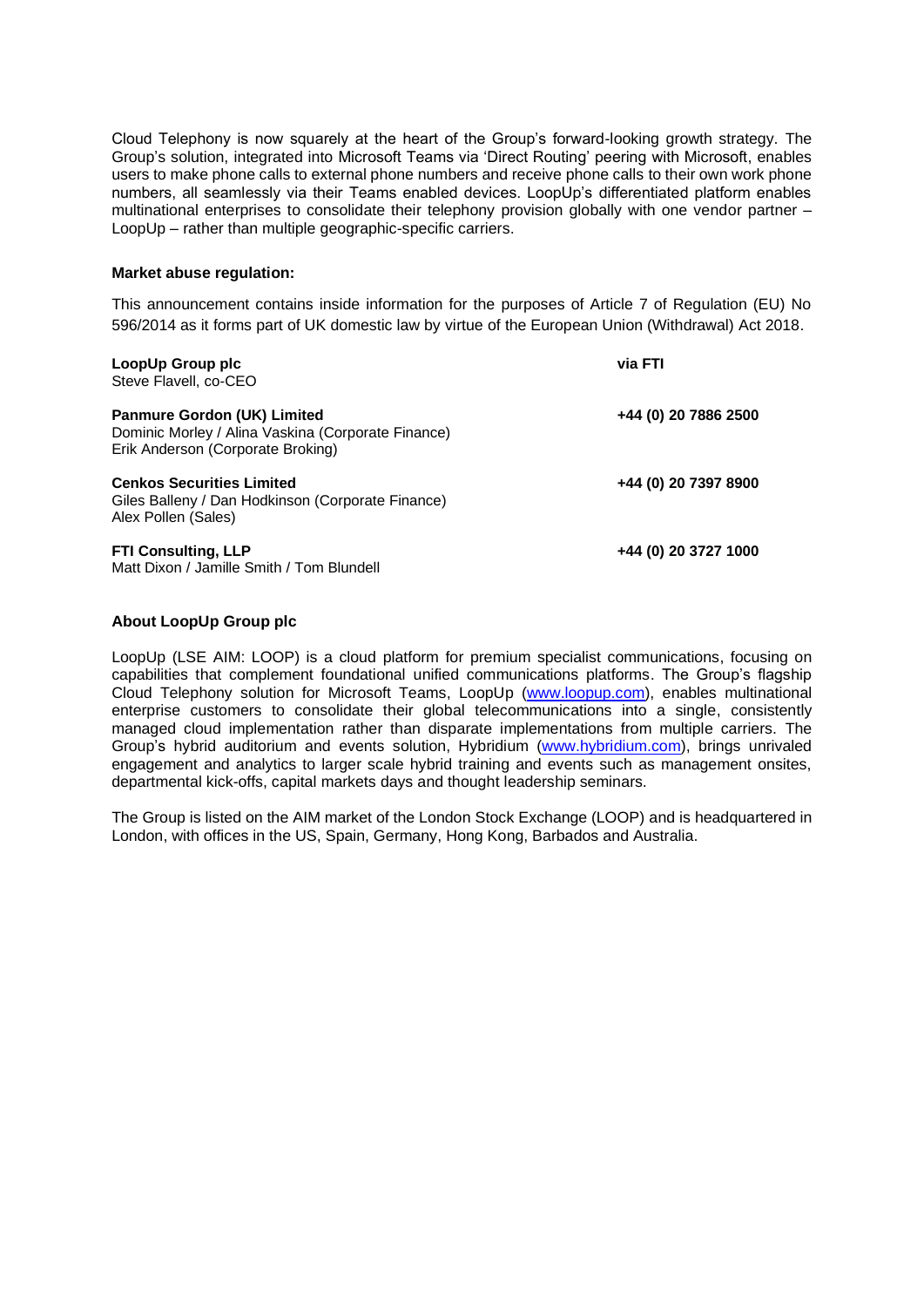Cloud Telephony is now squarely at the heart of the Group's forward-looking growth strategy. The Group's solution, integrated into Microsoft Teams via 'Direct Routing' peering with Microsoft, enables users to make phone calls to external phone numbers and receive phone calls to their own work phone numbers, all seamlessly via their Teams enabled devices. LoopUp's differentiated platform enables multinational enterprises to consolidate their telephony provision globally with one vendor partner – LoopUp – rather than multiple geographic-specific carriers.

**Market abuse regulation:**

This announcement contains inside information for the purposes of Article 7 of Regulation (EU) No 596/2014 as it forms part of UK domestic law by virtue of the European Union (Withdrawal) Act 2018.

| | |
|---|---|
| **LoopUp Group plc**<br>Steve Flavell, co-CEO | **via FTI** |
| **Panmure Gordon (UK) Limited**<br>Dominic Morley / Alina Vaskina (Corporate Finance)<br>Erik Anderson (Corporate Broking) | **+44 (0) 20 7886 2500** |
| **Cenkos Securities Limited**<br>Giles Balleny / Dan Hodkinson (Corporate Finance)<br>Alex Pollen (Sales) | **+44 (0) 20 7397 8900** |
| **FTI Consulting, LLP**<br>Matt Dixon / Jamille Smith / Tom Blundell | **+44 (0) 20 3727 1000** |

**About LoopUp Group plc**

LoopUp (LSE AIM: LOOP) is a cloud platform for premium specialist communications, focusing on capabilities that complement foundational unified communications platforms. The Group's flagship Cloud Telephony solution for Microsoft Teams, LoopUp (www.loopup.com), enables multinational enterprise customers to consolidate their global telecommunications into a single, consistently managed cloud implementation rather than disparate implementations from multiple carriers. The Group's hybrid auditorium and events solution, Hybridium (www.hybridium.com), brings unrivaled engagement and analytics to larger scale hybrid training and events such as management onsites, departmental kick-offs, capital markets days and thought leadership seminars.

The Group is listed on the AIM market of the London Stock Exchange (LOOP) and is headquartered in London, with offices in the US, Spain, Germany, Hong Kong, Barbados and Australia.